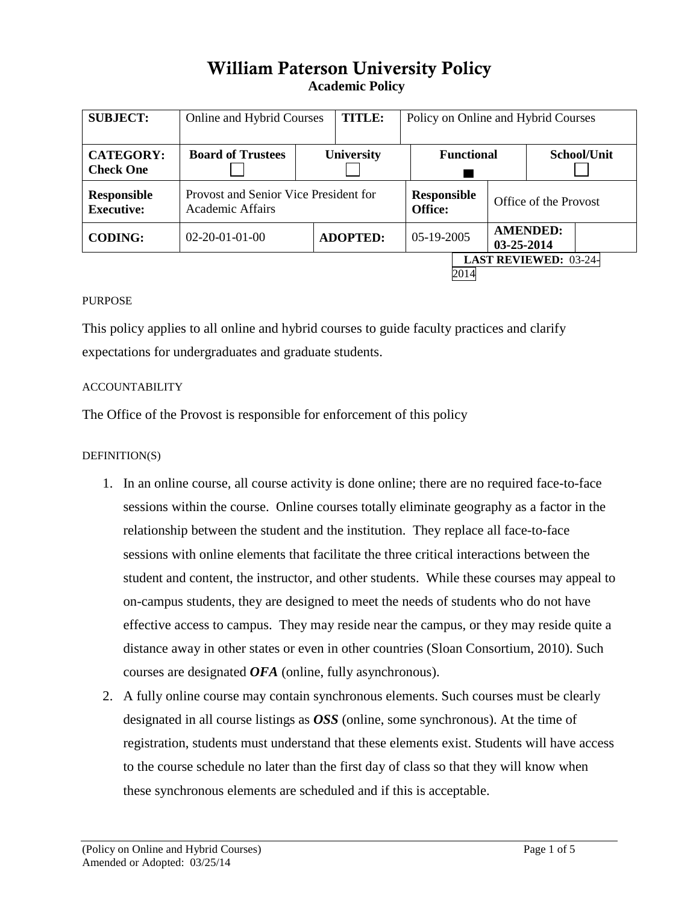# William Paterson University Policy

**Academic Policy**

| SUBJECT: | Online and Hybrid Courses | | TITLE: | Policy on Online and Hybrid Courses | | |
|---|---|---|---|---|---|---|
| **CATEGORY: Check One** | **Board of Trustees** ☐ | **University** ☐ | | **Functional** ■ | | **School/Unit** ☐ |
| **Responsible Executive:** | Provost and Senior Vice President for Academic Affairs | | | **Responsible Office:** | Office of the Provost | |
| **CODING:** | 02-20-01-01-00 | **ADOPTED:** | | 05-19-2005 | **AMENDED: 03-25-2014** | |

**LAST REVIEWED:** 03-24-2014

PURPOSE

This policy applies to all online and hybrid courses to guide faculty practices and clarify expectations for undergraduates and graduate students.

ACCOUNTABILITY

The Office of the Provost is responsible for enforcement of this policy

DEFINITION(S)

1. In an online course, all course activity is done online; there are no required face-to-face sessions within the course. Online courses totally eliminate geography as a factor in the relationship between the student and the institution. They replace all face-to-face sessions with online elements that facilitate the three critical interactions between the student and content, the instructor, and other students. While these courses may appeal to on-campus students, they are designed to meet the needs of students who do not have effective access to campus. They may reside near the campus, or they may reside quite a distance away in other states or even in other countries (Sloan Consortium, 2010). Such courses are designated ***OFA*** (online, fully asynchronous).
2. A fully online course may contain synchronous elements. Such courses must be clearly designated in all course listings as ***OSS*** (online, some synchronous). At the time of registration, students must understand that these elements exist. Students will have access to the course schedule no later than the first day of class so that they will know when these synchronous elements are scheduled and if this is acceptable.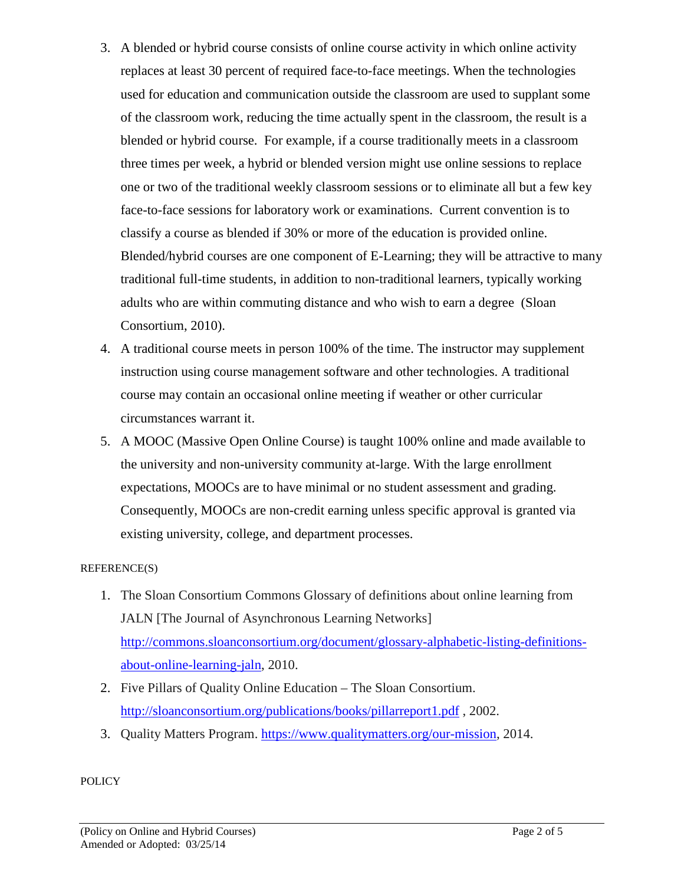3. A blended or hybrid course consists of online course activity in which online activity replaces at least 30 percent of required face-to-face meetings. When the technologies used for education and communication outside the classroom are used to supplant some of the classroom work, reducing the time actually spent in the classroom, the result is a blended or hybrid course. For example, if a course traditionally meets in a classroom three times per week, a hybrid or blended version might use online sessions to replace one or two of the traditional weekly classroom sessions or to eliminate all but a few key face-to-face sessions for laboratory work or examinations. Current convention is to classify a course as blended if 30% or more of the education is provided online. Blended/hybrid courses are one component of E-Learning; they will be attractive to many traditional full-time students, in addition to non-traditional learners, typically working adults who are within commuting distance and who wish to earn a degree (Sloan Consortium, 2010).
4. A traditional course meets in person 100% of the time. The instructor may supplement instruction using course management software and other technologies. A traditional course may contain an occasional online meeting if weather or other curricular circumstances warrant it.
5. A MOOC (Massive Open Online Course) is taught 100% online and made available to the university and non-university community at-large. With the large enrollment expectations, MOOCs are to have minimal or no student assessment and grading. Consequently, MOOCs are non-credit earning unless specific approval is granted via existing university, college, and department processes.

REFERENCE(S)

1. The Sloan Consortium Commons Glossary of definitions about online learning from JALN [The Journal of Asynchronous Learning Networks] [http://commons.sloanconsortium.org/document/glossary-alphabetic-listing-definitions-about-online-learning-jaln](http://commons.sloanconsortium.org/document/glossary-alphabetic-listing-definitions-about-online-learning-jaln), 2010.
2. Five Pillars of Quality Online Education – The Sloan Consortium. [http://sloanconsortium.org/publications/books/pillarreport1.pdf](http://sloanconsortium.org/publications/books/pillarreport1.pdf) , 2002.
3. Quality Matters Program. [https://www.qualitymatters.org/our-mission](https://www.qualitymatters.org/our-mission), 2014.

POLICY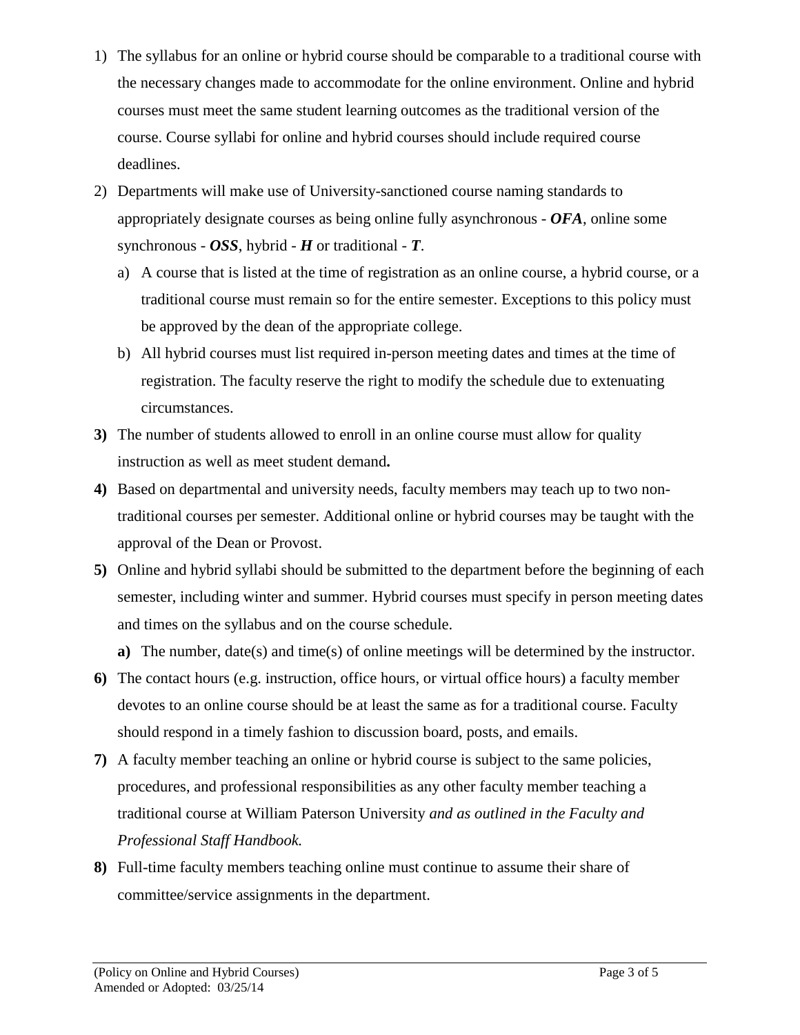1) The syllabus for an online or hybrid course should be comparable to a traditional course with the necessary changes made to accommodate for the online environment. Online and hybrid courses must meet the same student learning outcomes as the traditional version of the course. Course syllabi for online and hybrid courses should include required course deadlines.
2) Departments will make use of University-sanctioned course naming standards to appropriately designate courses as being online fully asynchronous - ***OFA***, online some synchronous - ***OSS***, hybrid - ***H*** or traditional - ***T***.
   a) A course that is listed at the time of registration as an online course, a hybrid course, or a traditional course must remain so for the entire semester. Exceptions to this policy must be approved by the dean of the appropriate college.
   b) All hybrid courses must list required in-person meeting dates and times at the time of registration. The faculty reserve the right to modify the schedule due to extenuating circumstances.
3) The number of students allowed to enroll in an online course must allow for quality instruction as well as meet student demand**.**
4) Based on departmental and university needs, faculty members may teach up to two non-traditional courses per semester. Additional online or hybrid courses may be taught with the approval of the Dean or Provost.
5) Online and hybrid syllabi should be submitted to the department before the beginning of each semester, including winter and summer. Hybrid courses must specify in person meeting dates and times on the syllabus and on the course schedule.
   a) The number, date(s) and time(s) of online meetings will be determined by the instructor.
6) The contact hours (e.g. instruction, office hours, or virtual office hours) a faculty member devotes to an online course should be at least the same as for a traditional course. Faculty should respond in a timely fashion to discussion board, posts, and emails.
7) A faculty member teaching an online or hybrid course is subject to the same policies, procedures, and professional responsibilities as any other faculty member teaching a traditional course at William Paterson University *and as outlined in the Faculty and Professional Staff Handbook.*
8) Full-time faculty members teaching online must continue to assume their share of committee/service assignments in the department.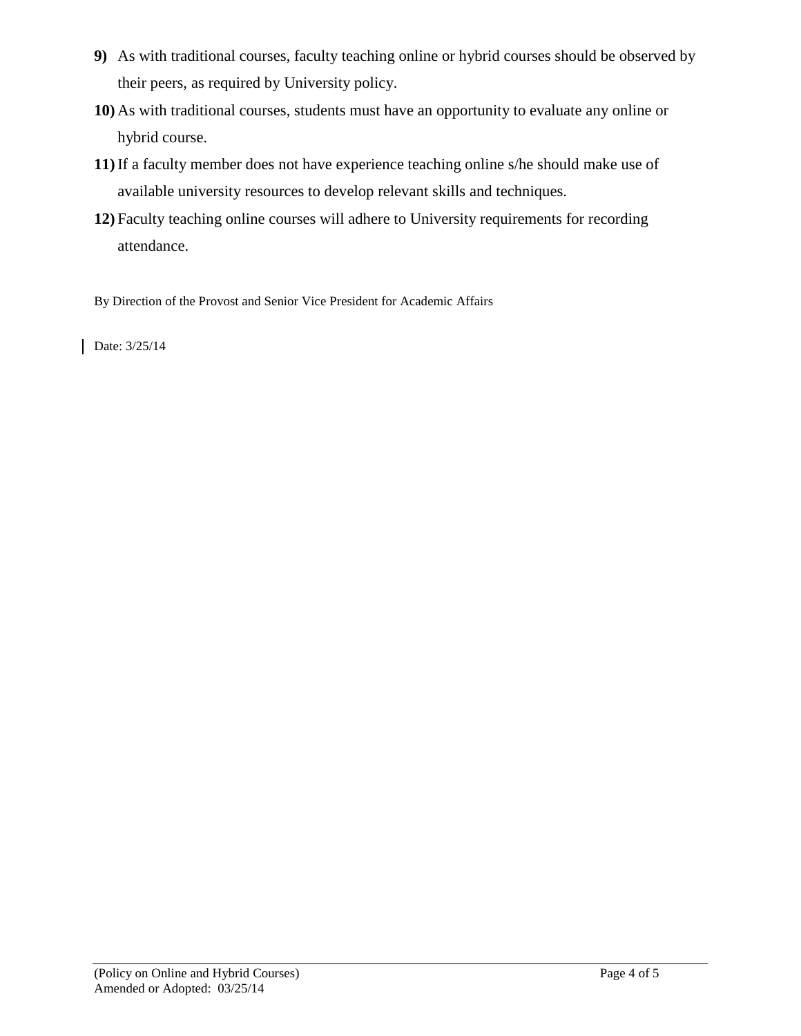**9)** As with traditional courses, faculty teaching online or hybrid courses should be observed by their peers, as required by University policy.

**10)** As with traditional courses, students must have an opportunity to evaluate any online or hybrid course.

**11)** If a faculty member does not have experience teaching online s/he should make use of available university resources to develop relevant skills and techniques.

**12)** Faculty teaching online courses will adhere to University requirements for recording attendance.

By Direction of the Provost and Senior Vice President for Academic Affairs

Date: 3/25/14